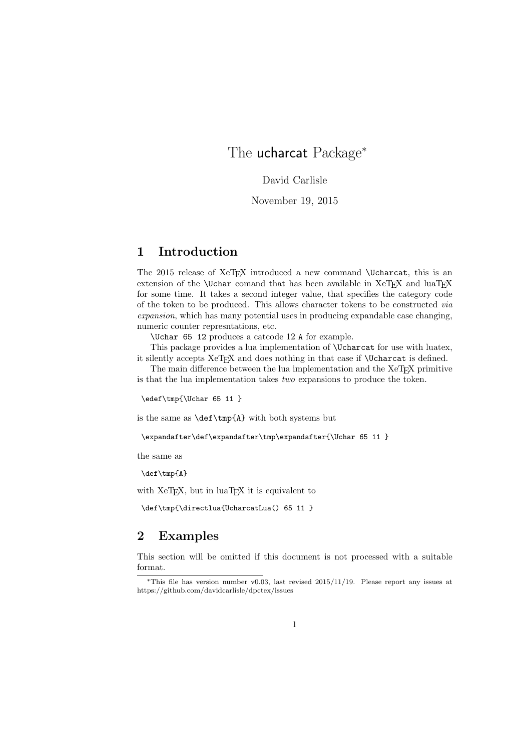# The ucharcat Package*

David Carlisle

November 19, 2015

## 1 Introduction

The 2015 release of XeTEX introduced a new command `\Ucharcat`, this is an extension of the `\Uchar` comand that has been available in XeTEX and luaTEX for some time. It takes a second integer value, that specifies the category code of the token to be produced. This allows character tokens to be constructed *via expansion*, which has many potential uses in producing expandable case changing, numeric counter represntations, etc.

`\Uchar 65 12` produces a catcode 12 `A` for example.

This package provides a lua implementation of `\Ucharcat` for use with luatex, it silently accepts XeTEX and does nothing in that case if `\Ucharcat` is defined.

The main difference between the lua implementation and the XeTEX primitive is that the lua implementation takes *two* expansions to produce the token.

```
\edef\tmp{\Uchar 65 11 }
```

is the same as `\def\tmp{A}` with both systems but

```
\expandafter\def\expandafter\tmp\expandafter{\Uchar 65 11 }
```

the same as

```
\def\tmp{A}
```

with XeTEX, but in luaTEX it is equivalent to

```
\def\tmp{\directlua{UcharcatLua() 65 11 }
```

## 2 Examples

This section will be omitted if this document is not processed with a suitable format.

---

*This file has version number v0.03, last revised 2015/11/19. Please report any issues at https://github.com/davidcarlisle/dpctex/issues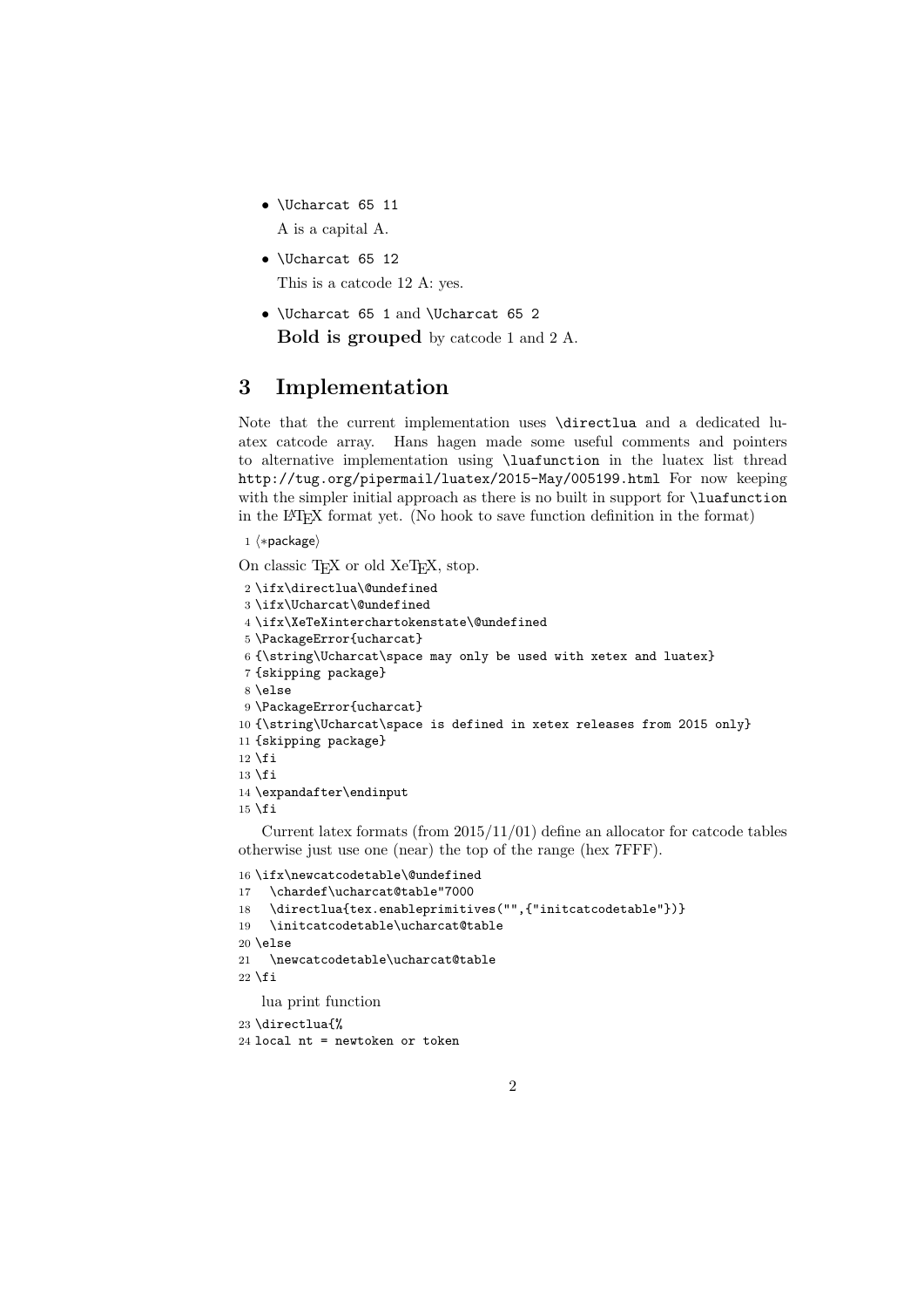- \Ucharcat 65 11

  A is a capital A.

- \Ucharcat 65 12

  This is a catcode 12 A: yes.

- \Ucharcat 65 1 and \Ucharcat 65 2

  **Bold is grouped** by catcode 1 and 2 A.

## 3 Implementation

Note that the current implementation uses \directlua and a dedicated luatex catcode array. Hans hagen made some useful comments and pointers to alternative implementation using \luafunction in the luatex list thread http://tug.org/pipermail/luatex/2015-May/005199.html For now keeping with the simpler initial approach as there is no built in support for \luafunction in the LaTeX format yet. (No hook to save function definition in the format)

```
1 ⟨*package⟩
```

On classic TeX or old XeTeX, stop.

```
2 \ifx\directlua\@undefined
3 \ifx\Ucharcat\@undefined
4 \ifx\XeTeXinterchartokenstate\@undefined
5 \PackageError{ucharcat}
6 {\string\Ucharcat\space may only be used with xetex and luatex}
7 {skipping package}
8 \else
9 \PackageError{ucharcat}
10 {\string\Ucharcat\space is defined in xetex releases from 2015 only}
11 {skipping package}
12 \fi
13 \fi
14 \expandafter\endinput
15 \fi
```

Current latex formats (from 2015/11/01) define an allocator for catcode tables otherwise just use one (near) the top of the range (hex 7FFF).

```
16 \ifx\newcatcodetable\@undefined
17   \chardef\ucharcat@table"7000
18   \directlua{tex.enableprimitives("",{"initcatcodetable"})}
19   \initcatcodetable\ucharcat@table
20 \else
21   \newcatcodetable\ucharcat@table
22 \fi
```

lua print function

```
23 \directlua{%
24 local nt = newtoken or token
```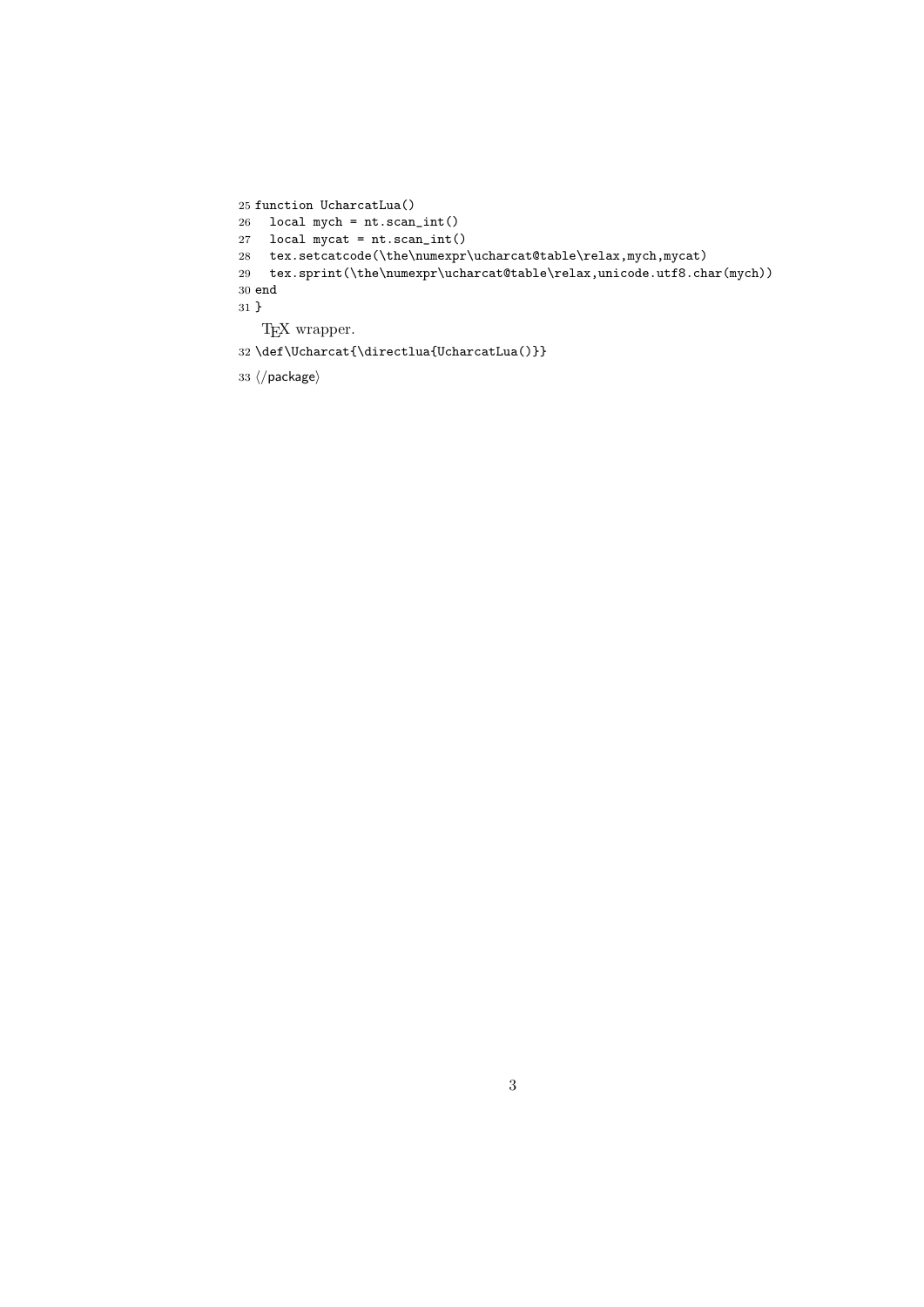```
25 function UcharcatLua()
26   local mych = nt.scan_int()
27   local mycat = nt.scan_int()
28   tex.setcatcode(\the\numexpr\ucharcat@table\relax,mych,mycat)
29   tex.sprint(\the\numexpr\ucharcat@table\relax,unicode.utf8.char(mych))
30 end
31 }
```

TEX wrapper.

```
32 \def\Ucharcat{\directlua{UcharcatLua()}}
```

```
33 ⟨/package⟩
```